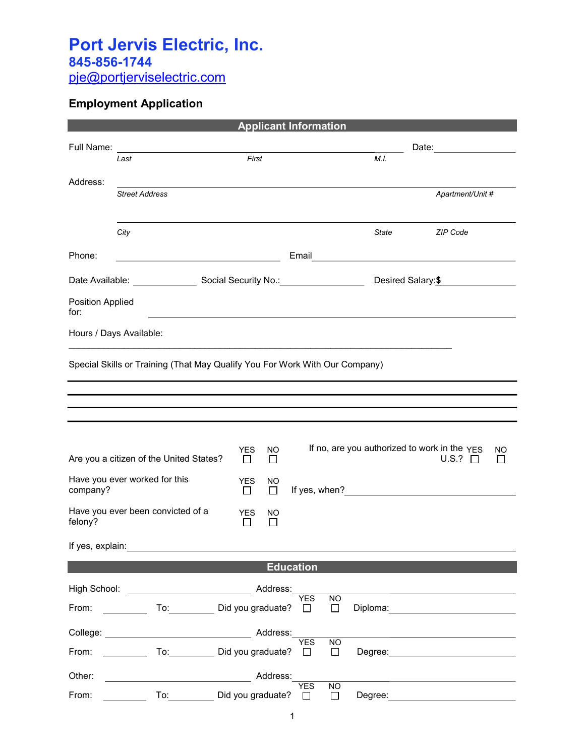# Port Jervis Electric, Inc.

## 845-856-1744

pje@portjerviselectric.com

### Employment Application

## Applicant Information

Full Name: \_\_\_\_\_\_\_\_\_\_\_\_\_\_\_\_\_\_\_\_\_\_\_\_\_\_\_\_\_\_\_\_\_\_\_\_\_\_\_\_\_\_\_\_ Date: \_\_\_\_\_\_\_\_\_\_\_\_\_\_\_\_

*Last* *First* *M.I.*

Address: \_\_\_\_\_\_\_\_\_\_\_\_\_\_\_\_\_\_\_\_\_\_\_\_\_\_\_\_\_\_\_\_\_\_\_\_\_\_\_\_\_\_\_\_\_\_\_\_\_\_\_\_\_\_\_\_

*Street Address* *Apartment/Unit #*

\_\_\_\_\_\_\_\_\_\_\_\_\_\_\_\_\_\_\_\_\_\_\_\_\_\_\_\_\_\_\_\_\_\_\_\_\_\_\_\_\_\_\_\_\_\_\_\_\_\_\_\_\_\_\_\_

*City* *State* *ZIP Code*

Phone: \_\_\_\_\_\_\_\_\_\_\_\_\_\_\_\_\_\_\_\_\_\_\_\_\_\_ Email \_\_\_\_\_\_\_\_\_\_\_\_\_\_\_\_\_\_\_\_\_\_\_\_\_\_\_\_\_\_\_\_

Date Available: \_\_\_\_\_\_\_\_\_\_ Social Security No.: \_\_\_\_\_\_\_\_\_\_\_\_\_\_ Desired Salary: **$** \_\_\_\_\_\_\_\_\_\_\_\_\_\_

Position Applied for: \_\_\_\_\_\_\_\_\_\_\_\_\_\_\_\_\_\_\_\_\_\_\_\_\_\_\_\_\_\_\_\_\_\_\_\_\_\_\_\_\_\_\_\_\_\_\_\_\_\_\_\_

Hours / Days Available:

\_\_\_\_\_\_\_\_\_\_\_\_\_\_\_\_\_\_\_\_\_\_\_\_\_\_\_\_\_\_\_\_\_\_\_\_\_\_\_\_\_\_\_\_\_\_\_\_\_\_\_\_\_\_\_\_\_\_\_\_\_\_\_\_\_\_\_\_\_\_\_\_

Special Skills or Training (That May Qualify You For Work With Our Company)

\_\_\_\_\_\_\_\_\_\_\_\_\_\_\_\_\_\_\_\_\_\_\_\_\_\_\_\_\_\_\_\_\_\_\_\_\_\_\_\_\_\_\_\_\_\_\_\_\_\_\_\_\_\_\_\_\_\_\_\_\_\_\_\_\_\_\_\_\_\_\_\_

\_\_\_\_\_\_\_\_\_\_\_\_\_\_\_\_\_\_\_\_\_\_\_\_\_\_\_\_\_\_\_\_\_\_\_\_\_\_\_\_\_\_\_\_\_\_\_\_\_\_\_\_\_\_\_\_\_\_\_\_\_\_\_\_\_\_\_\_\_\_\_\_

\_\_\_\_\_\_\_\_\_\_\_\_\_\_\_\_\_\_\_\_\_\_\_\_\_\_\_\_\_\_\_\_\_\_\_\_\_\_\_\_\_\_\_\_\_\_\_\_\_\_\_\_\_\_\_\_\_\_\_\_\_\_\_\_\_\_\_\_\_\_\_\_

\_\_\_\_\_\_\_\_\_\_\_\_\_\_\_\_\_\_\_\_\_\_\_\_\_\_\_\_\_\_\_\_\_\_\_\_\_\_\_\_\_\_\_\_\_\_\_\_\_\_\_\_\_\_\_\_\_\_\_\_\_\_\_\_\_\_\_\_\_\_\_\_

Are you a citizen of the United States? YES ☐ NO ☐ If no, are you authorized to work in the U.S.? YES ☐ NO ☐

Have you ever worked for this company? YES ☐ NO ☐ If yes, when? \_\_\_\_\_\_\_\_\_\_\_\_\_\_\_\_\_\_\_\_\_\_\_\_\_\_\_\_\_\_

Have you ever been convicted of a felony? YES ☐ NO ☐

If yes, explain: \_\_\_\_\_\_\_\_\_\_\_\_\_\_\_\_\_\_\_\_\_\_\_\_\_\_\_\_\_\_\_\_\_\_\_\_\_\_\_\_\_\_\_\_\_\_\_\_\_\_\_\_\_\_\_\_\_\_\_\_

## Education

High School: \_\_\_\_\_\_\_\_\_\_\_\_\_\_\_\_\_\_\_\_ Address: \_\_\_\_\_\_\_\_\_\_\_\_\_\_\_\_\_\_\_\_\_\_\_\_\_\_\_\_\_\_\_\_\_\_\_\_

From: \_\_\_\_\_\_\_ To: \_\_\_\_\_\_\_ Did you graduate? YES ☐ NO ☐ Diploma: \_\_\_\_\_\_\_\_\_\_\_\_\_\_\_\_\_\_\_\_

College: \_\_\_\_\_\_\_\_\_\_\_\_\_\_\_\_\_\_\_\_\_\_\_\_ Address: \_\_\_\_\_\_\_\_\_\_\_\_\_\_\_\_\_\_\_\_\_\_\_\_\_\_\_\_\_\_\_\_\_\_\_\_

From: \_\_\_\_\_\_\_ To: \_\_\_\_\_\_\_ Did you graduate? YES ☐ NO ☐ Degree: \_\_\_\_\_\_\_\_\_\_\_\_\_\_\_\_\_\_\_\_

Other: \_\_\_\_\_\_\_\_\_\_\_\_\_\_\_\_\_\_\_\_\_\_\_\_ Address: \_\_\_\_\_\_\_\_\_\_\_\_\_\_\_\_\_\_\_\_\_\_\_\_\_\_\_\_\_\_\_\_\_\_\_\_

From: \_\_\_\_\_\_\_ To: \_\_\_\_\_\_\_ Did you graduate? YES ☐ NO ☐ Degree: \_\_\_\_\_\_\_\_\_\_\_\_\_\_\_\_\_\_\_\_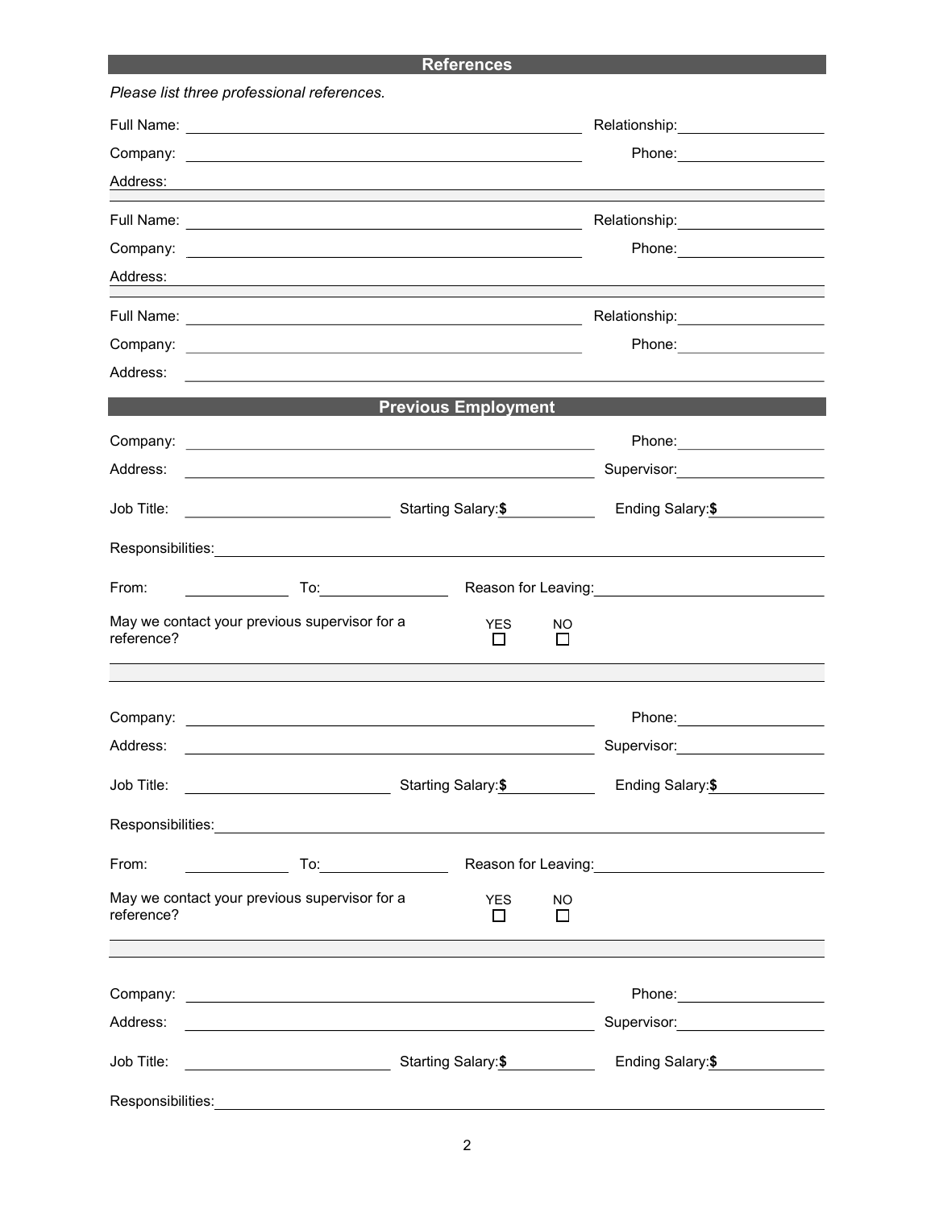## References

*Please list three professional references.*

Full Name: ______________________ Relationship: __________

Company: ______________________ Phone: __________

Address: ______________________

Full Name: ______________________ Relationship: __________

Company: ______________________ Phone: __________

Address: ______________________

Full Name: ______________________ Relationship: __________

Company: ______________________ Phone: __________

Address: ______________________

## Previous Employment

Company: ______________________ Phone: __________

Address: ______________________ Supervisor: __________

Job Title: __________ Starting Salary: **$** __________ Ending Salary: **$** __________

Responsibilities: ______________________

From: __________ To: __________ Reason for Leaving: __________

May we contact your previous supervisor for a reference? YES ☐ NO ☐

Company: ______________________ Phone: __________

Address: ______________________ Supervisor: __________

Job Title: __________ Starting Salary: **$** __________ Ending Salary: **$** __________

Responsibilities: ______________________

From: __________ To: __________ Reason for Leaving: __________

May we contact your previous supervisor for a reference? YES ☐ NO ☐

Company: ______________________ Phone: __________

Address: ______________________ Supervisor: __________

Job Title: __________ Starting Salary: **$** __________ Ending Salary: **$** __________

Responsibilities: ______________________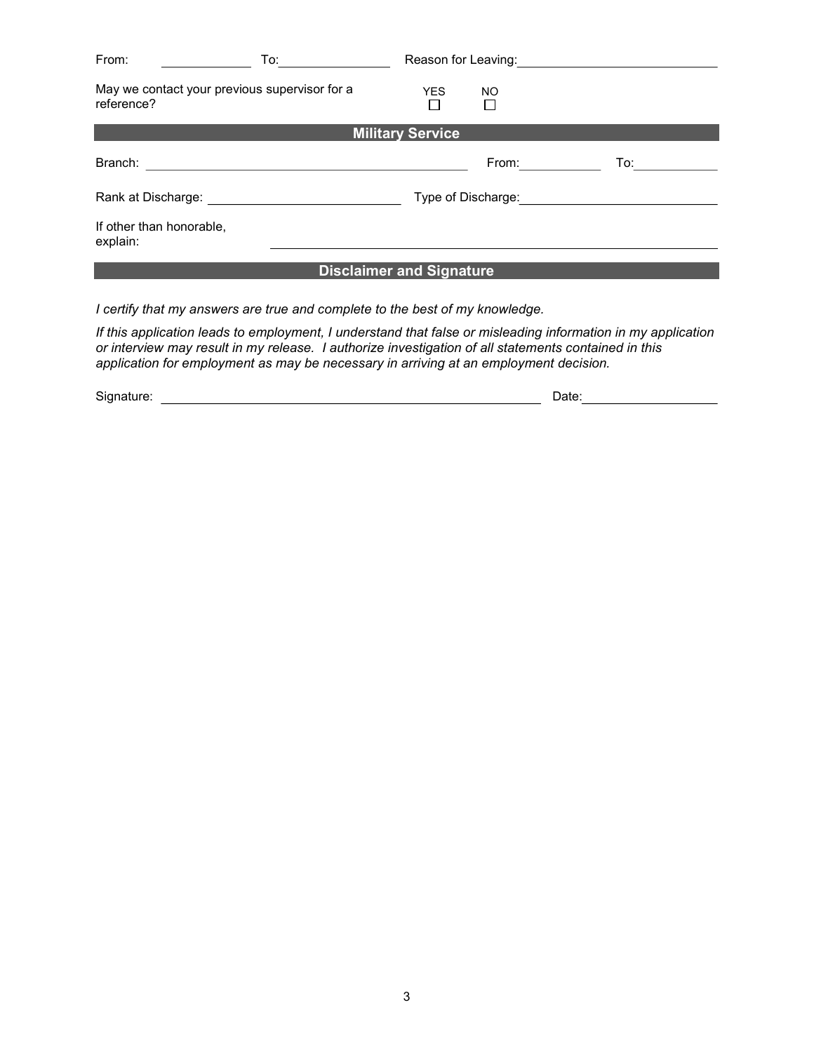From: ______________ To: ________________ Reason for Leaving: ______________________________

May we contact your previous supervisor for a reference? YES ☐ NO ☐

## Military Service

Branch: ________________________________________________ From: ____________ To: ____________

Rank at Discharge: ____________________________ Type of Discharge: ______________________________

If other than honorable, explain: ____________________________________________________________

## Disclaimer and Signature

*I certify that my answers are true and complete to the best of my knowledge.*

*If this application leads to employment, I understand that false or misleading information in my application or interview may result in my release. I authorize investigation of all statements contained in this application for employment as may be necessary in arriving at an employment decision.*

Signature: ________________________________________________________ Date: ____________________